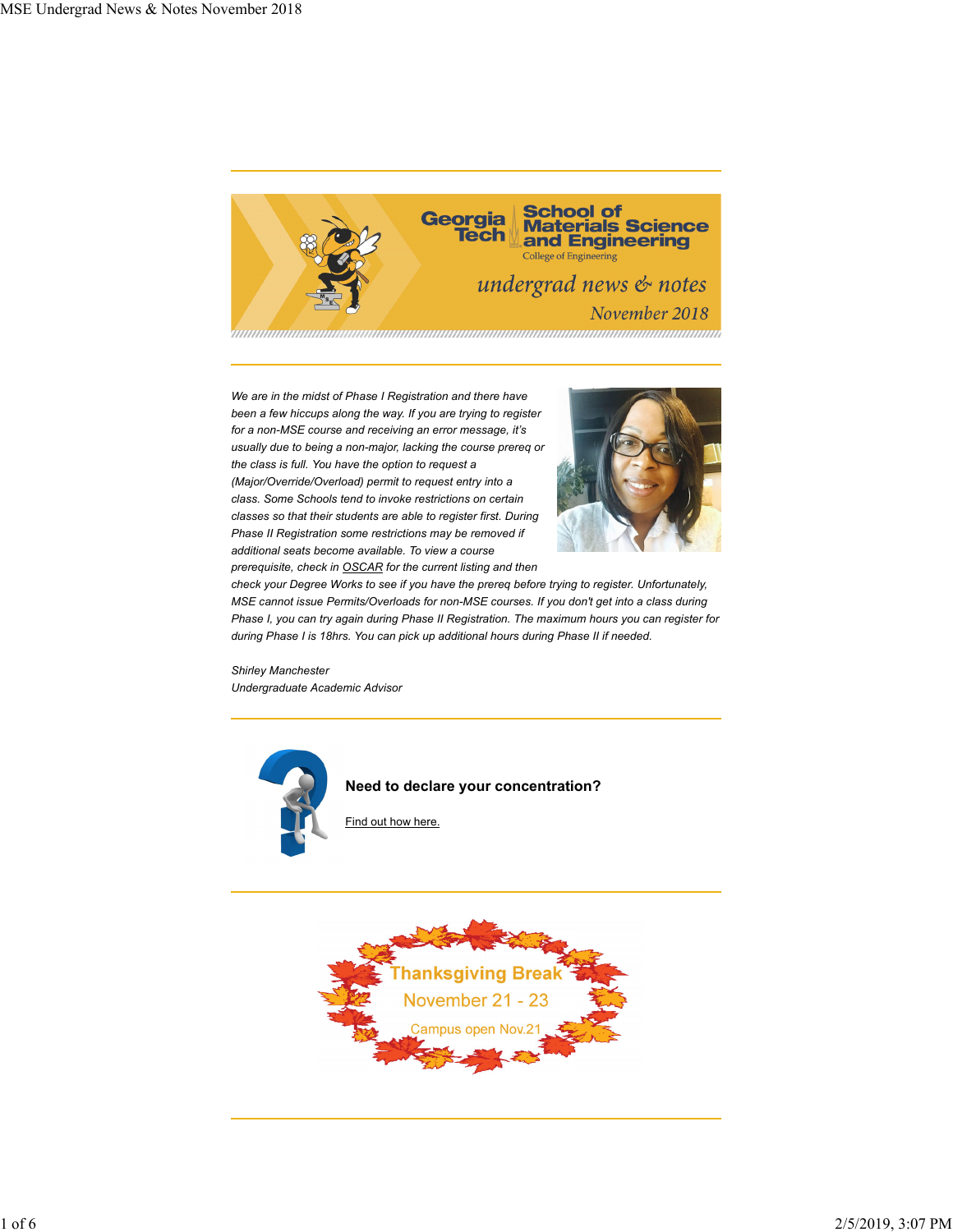Georgia Tech | School of Materials Science and Engineering

College of Engineering

*undergrad news & notes*

*November 2018*

---

*We are in the midst of Phase I Registration and there have been a few hiccups along the way. If you are trying to register for a non-MSE course and receiving an error message, it's usually due to being a non-major, lacking the course prereq or the class is full. You have the option to request a (Major/Override/Overload) permit to request entry into a class. Some Schools tend to invoke restrictions on certain classes so that their students are able to register first. During Phase II Registration some restrictions may be removed if additional seats become available. To view a course prerequisite, check in OSCAR for the current listing and then check your Degree Works to see if you have the prereq before trying to register. Unfortunately, MSE cannot issue Permits/Overloads for non-MSE courses. If you don't get into a class during Phase I, you can try again during Phase II Registration. The maximum hours you can register for during Phase I is 18hrs. You can pick up additional hours during Phase II if needed.*

*Shirley Manchester*
*Undergraduate Academic Advisor*

---

**Need to declare your concentration?**

Find out how here.

---

Thanksgiving Break

November 21 - 23

Campus open Nov.21

---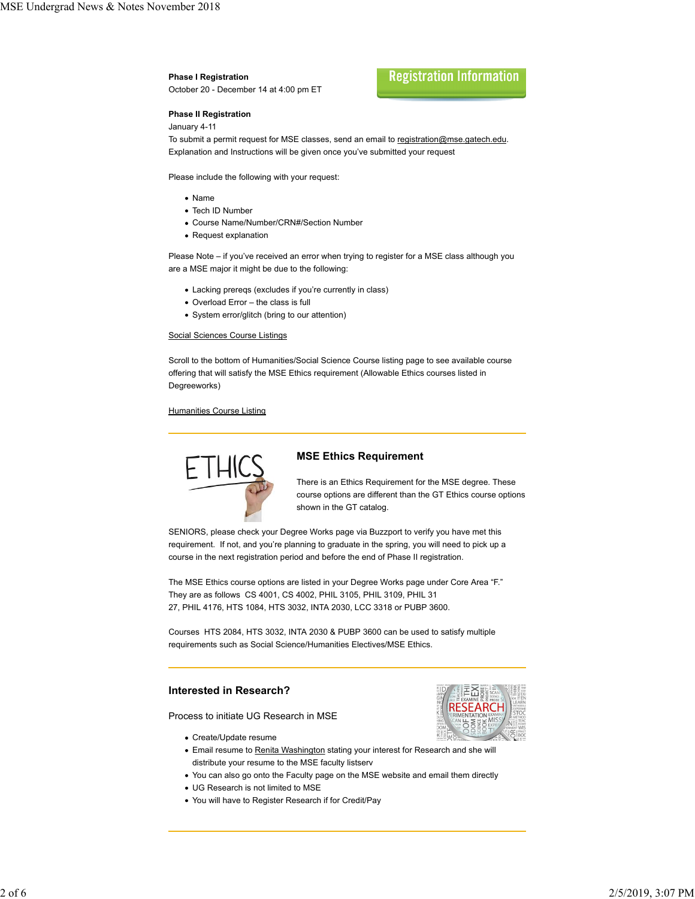## Registration Information

**Phase I Registration**
October 20 - December 14 at 4:00 pm ET

**Phase II Registration**
January 4-11
To submit a permit request for MSE classes, send an email to registration@mse.gatech.edu. Explanation and Instructions will be given once you've submitted your request

Please include the following with your request:

- Name
- Tech ID Number
- Course Name/Number/CRN#/Section Number
- Request explanation

Please Note – if you've received an error when trying to register for a MSE class although you are a MSE major it might be due to the following:

- Lacking prereqs (excludes if you're currently in class)
- Overload Error – the class is full
- System error/glitch (bring to our attention)

Social Sciences Course Listings

Scroll to the bottom of Humanities/Social Science Course listing page to see available course offering that will satisfy the MSE Ethics requirement (Allowable Ethics courses listed in Degreeworks)

Humanities Course Listing

---

### MSE Ethics Requirement

There is an Ethics Requirement for the MSE degree. These course options are different than the GT Ethics course options shown in the GT catalog.

SENIORS, please check your Degree Works page via Buzzport to verify you have met this requirement. If not, and you're planning to graduate in the spring, you will need to pick up a course in the next registration period and before the end of Phase II registration.

The MSE Ethics course options are listed in your Degree Works page under Core Area "F." They are as follows CS 4001, CS 4002, PHIL 3105, PHIL 3109, PHIL 31 27, PHIL 4176, HTS 1084, HTS 3032, INTA 2030, LCC 3318 or PUBP 3600.

Courses HTS 2084, HTS 3032, INTA 2030 & PUBP 3600 can be used to satisfy multiple requirements such as Social Science/Humanities Electives/MSE Ethics.

---

### Interested in Research?

Process to initiate UG Research in MSE

- Create/Update resume
- Email resume to Renita Washington stating your interest for Research and she will distribute your resume to the MSE faculty listserv
- You can also go onto the Faculty page on the MSE website and email them directly
- UG Research is not limited to MSE
- You will have to Register Research if for Credit/Pay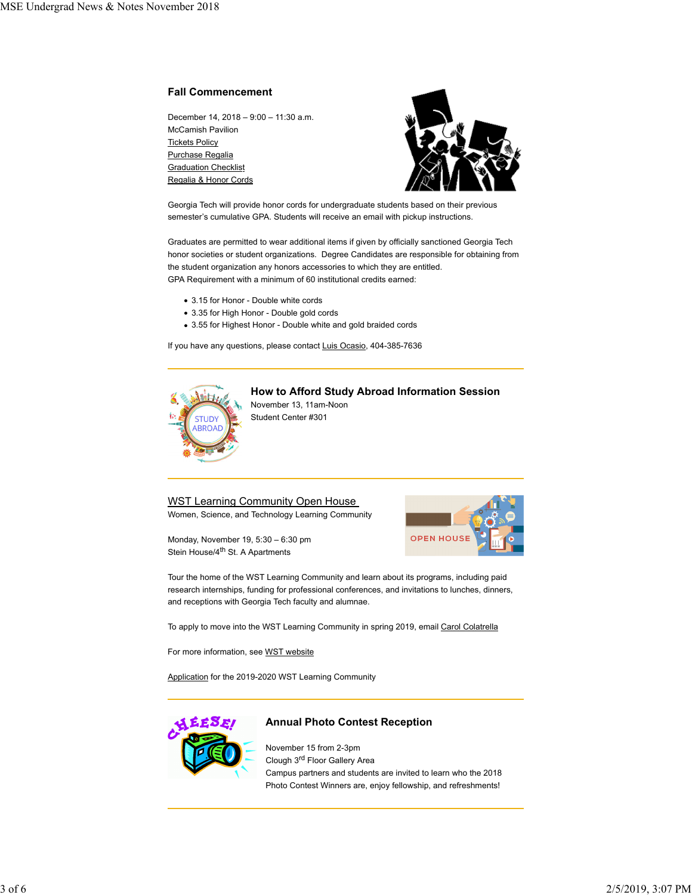## Fall Commencement

December 14, 2018 – 9:00 – 11:30 a.m.
McCamish Pavilion
Tickets Policy
Purchase Regalia
Graduation Checklist
Regalia & Honor Cords

Georgia Tech will provide honor cords for undergraduate students based on their previous semester's cumulative GPA. Students will receive an email with pickup instructions.

Graduates are permitted to wear additional items if given by officially sanctioned Georgia Tech honor societies or student organizations. Degree Candidates are responsible for obtaining from the student organization any honors accessories to which they are entitled.
GPA Requirement with a minimum of 60 institutional credits earned:

- 3.15 for Honor - Double white cords
- 3.35 for High Honor - Double gold cords
- 3.55 for Highest Honor - Double white and gold braided cords

If you have any questions, please contact Luis Ocasio, 404-385-7636

---

## How to Afford Study Abroad Information Session

November 13, 11am-Noon
Student Center #301

---

## WST Learning Community Open House

Women, Science, and Technology Learning Community

Monday, November 19, 5:30 – 6:30 pm
Stein House/4th St. A Apartments

Tour the home of the WST Learning Community and learn about its programs, including paid research internships, funding for professional conferences, and invitations to lunches, dinners, and receptions with Georgia Tech faculty and alumnae.

To apply to move into the WST Learning Community in spring 2019, email Carol Colatrella

For more information, see WST website

Application for the 2019-2020 WST Learning Community

---

## Annual Photo Contest Reception

November 15 from 2-3pm
Clough 3rd Floor Gallery Area
Campus partners and students are invited to learn who the 2018 Photo Contest Winners are, enjoy fellowship, and refreshments!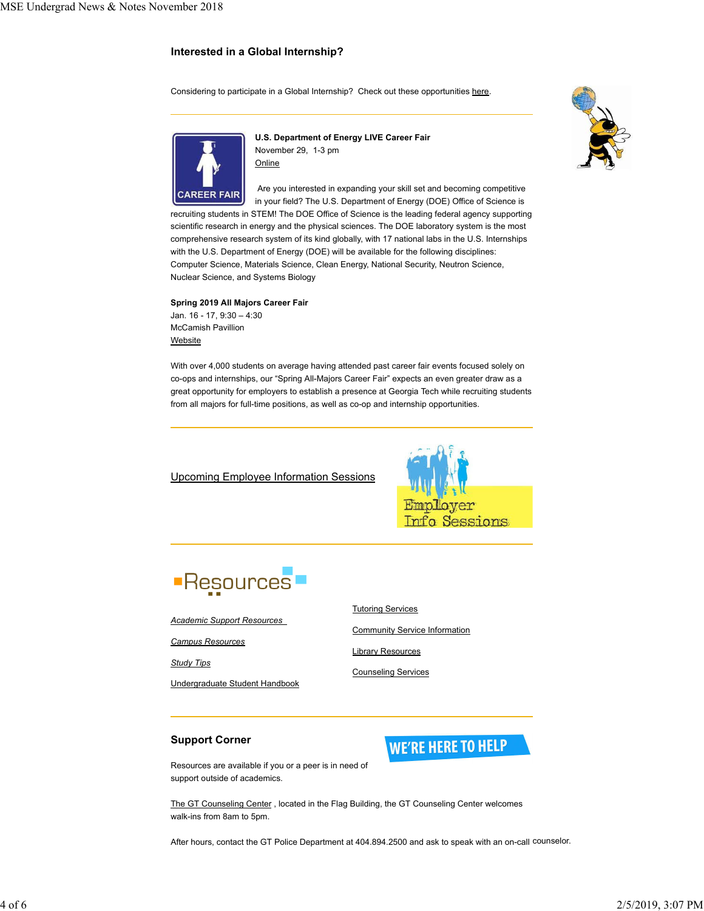### Interested in a Global Internship?

Considering to participate in a Global Internship? Check out these opportunities here.

---

**U.S. Department of Energy LIVE Career Fair**
November 29, 1-3 pm
Online

Are you interested in expanding your skill set and becoming competitive in your field? The U.S. Department of Energy (DOE) Office of Science is recruiting students in STEM! The DOE Office of Science is the leading federal agency supporting scientific research in energy and the physical sciences. The DOE laboratory system is the most comprehensive research system of its kind globally, with 17 national labs in the U.S. Internships with the U.S. Department of Energy (DOE) will be available for the following disciplines: Computer Science, Materials Science, Clean Energy, National Security, Neutron Science, Nuclear Science, and Systems Biology

**Spring 2019 All Majors Career Fair**
Jan. 16 - 17, 9:30 – 4:30
McCamish Pavillion
Website

With over 4,000 students on average having attended past career fair events focused solely on co-ops and internships, our "Spring All-Majors Career Fair" expects an even greater draw as a great opportunity for employers to establish a presence at Georgia Tech while recruiting students from all majors for full-time positions, as well as co-op and internship opportunities.

---

Upcoming Employee Information Sessions

---

## Resources

*Academic Support Resources*

*Campus Resources*

*Study Tips*

Undergraduate Student Handbook

Tutoring Services

Community Service Information

Library Resources

Counseling Services

---

### Support Corner

Resources are available if you or a peer is in need of support outside of academics.

The GT Counseling Center , located in the Flag Building, the GT Counseling Center welcomes walk-ins from 8am to 5pm.

After hours, contact the GT Police Department at 404.894.2500 and ask to speak with an on-call counselor.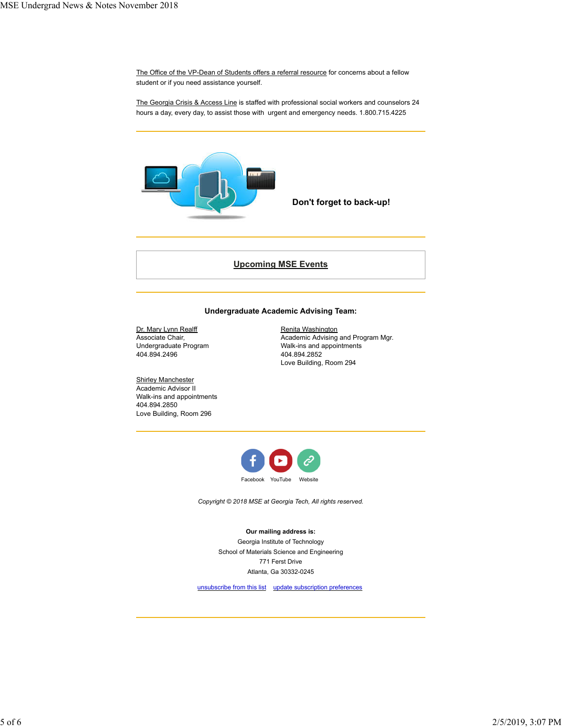The Office of the VP-Dean of Students offers a referral resource for concerns about a fellow student or if you need assistance yourself.

The Georgia Crisis & Access Line is staffed with professional social workers and counselors 24 hours a day, every day, to assist those with urgent and emergency needs. 1.800.715.4225

---

**Don't forget to back-up!**

---

**Upcoming MSE Events**

---

**Undergraduate Academic Advising Team:**

Dr. Mary Lynn Realff
Associate Chair,
Undergraduate Program
404.894.2496

Renita Washington
Academic Advising and Program Mgr.
Walk-ins and appointments
404.894.2852
Love Building, Room 294

Shirley Manchester
Academic Advisor II
Walk-ins and appointments
404.894.2850
Love Building, Room 296

---

Facebook YouTube Website

*Copyright © 2018 MSE at Georgia Tech, All rights reserved.*

**Our mailing address is:**
Georgia Institute of Technology
School of Materials Science and Engineering
771 Ferst Drive
Atlanta, Ga 30332-0245

unsubscribe from this list update subscription preferences